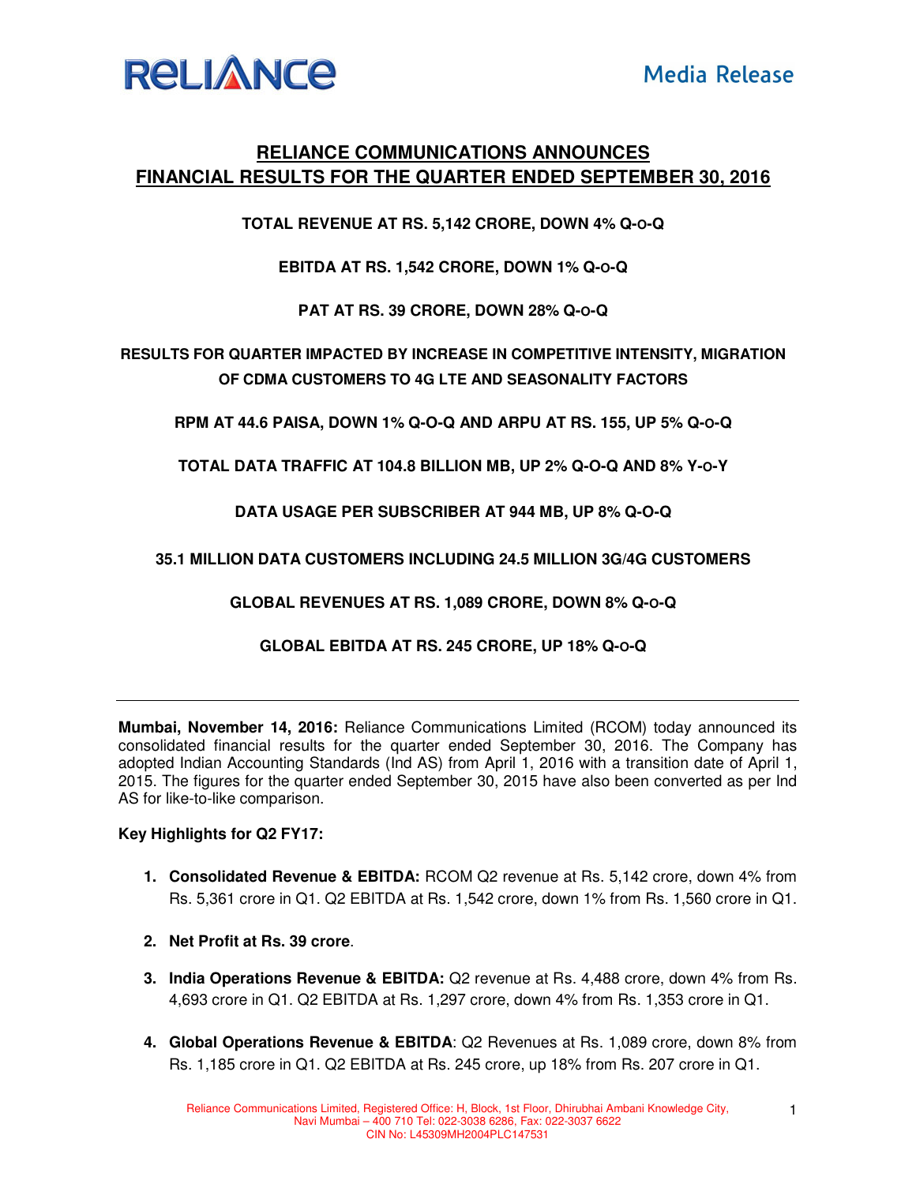RELIANCE

Media Release

# RELIANCE COMMUNICATIONS ANNOUNCES FINANCIAL RESULTS FOR THE QUARTER ENDED SEPTEMBER 30, 2016

**TOTAL REVENUE AT RS. 5,142 CRORE, DOWN 4% Q-O-Q**

**EBITDA AT RS. 1,542 CRORE, DOWN 1% Q-O-Q**

**PAT AT RS. 39 CRORE, DOWN 28% Q-O-Q**

**RESULTS FOR QUARTER IMPACTED BY INCREASE IN COMPETITIVE INTENSITY, MIGRATION OF CDMA CUSTOMERS TO 4G LTE AND SEASONALITY FACTORS**

**RPM AT 44.6 PAISA, DOWN 1% Q-O-Q AND ARPU AT RS. 155, UP 5% Q-O-Q**

**TOTAL DATA TRAFFIC AT 104.8 BILLION MB, UP 2% Q-O-Q AND 8% Y-O-Y**

**DATA USAGE PER SUBSCRIBER AT 944 MB, UP 8% Q-O-Q**

**35.1 MILLION DATA CUSTOMERS INCLUDING 24.5 MILLION 3G/4G CUSTOMERS**

**GLOBAL REVENUES AT RS. 1,089 CRORE, DOWN 8% Q-O-Q**

**GLOBAL EBITDA AT RS. 245 CRORE, UP 18% Q-O-Q**

---

**Mumbai, November 14, 2016:** Reliance Communications Limited (RCOM) today announced its consolidated financial results for the quarter ended September 30, 2016. The Company has adopted Indian Accounting Standards (Ind AS) from April 1, 2016 with a transition date of April 1, 2015. The figures for the quarter ended September 30, 2015 have also been converted as per Ind AS for like-to-like comparison.

**Key Highlights for Q2 FY17:**

1. **Consolidated Revenue & EBITDA:** RCOM Q2 revenue at Rs. 5,142 crore, down 4% from Rs. 5,361 crore in Q1. Q2 EBITDA at Rs. 1,542 crore, down 1% from Rs. 1,560 crore in Q1.

2. **Net Profit at Rs. 39 crore**.

3. **India Operations Revenue & EBITDA:** Q2 revenue at Rs. 4,488 crore, down 4% from Rs. 4,693 crore in Q1. Q2 EBITDA at Rs. 1,297 crore, down 4% from Rs. 1,353 crore in Q1.

4. **Global Operations Revenue & EBITDA**: Q2 Revenues at Rs. 1,089 crore, down 8% from Rs. 1,185 crore in Q1. Q2 EBITDA at Rs. 245 crore, up 18% from Rs. 207 crore in Q1.

Reliance Communications Limited, Registered Office: H, Block, 1st Floor, Dhirubhai Ambani Knowledge City, Navi Mumbai – 400 710 Tel: 022-3038 6286, Fax: 022-3037 6622
CIN No: L45309MH2004PLC147531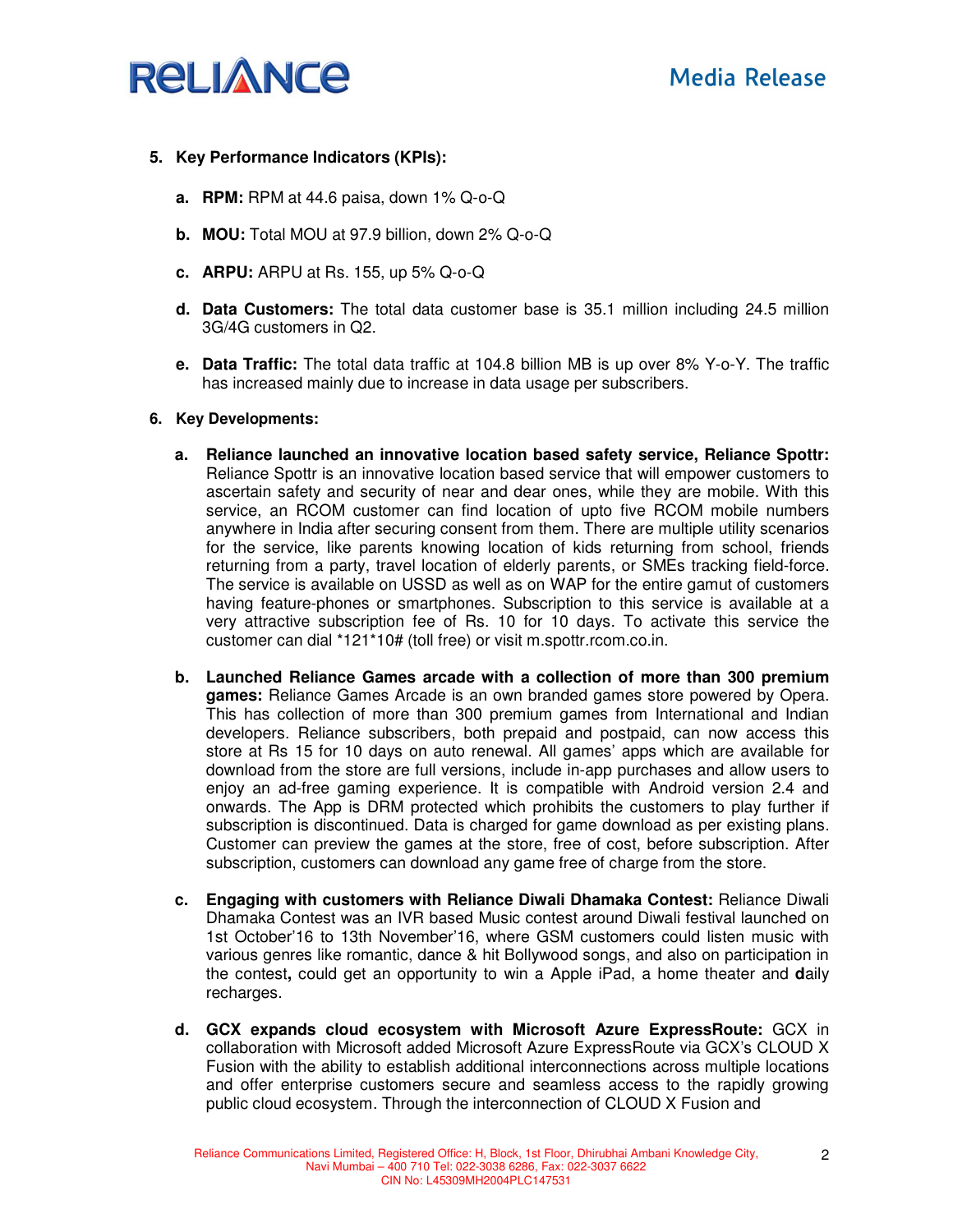5. **Key Performance Indicators (KPIs):**

   a. **RPM:** RPM at 44.6 paisa, down 1% Q-o-Q

   b. **MOU:** Total MOU at 97.9 billion, down 2% Q-o-Q

   c. **ARPU:** ARPU at Rs. 155, up 5% Q-o-Q

   d. **Data Customers:** The total data customer base is 35.1 million including 24.5 million 3G/4G customers in Q2.

   e. **Data Traffic:** The total data traffic at 104.8 billion MB is up over 8% Y-o-Y. The traffic has increased mainly due to increase in data usage per subscribers.

6. **Key Developments:**

   a. **Reliance launched an innovative location based safety service, Reliance Spottr:** Reliance Spottr is an innovative location based service that will empower customers to ascertain safety and security of near and dear ones, while they are mobile. With this service, an RCOM customer can find location of upto five RCOM mobile numbers anywhere in India after securing consent from them. There are multiple utility scenarios for the service, like parents knowing location of kids returning from school, friends returning from a party, travel location of elderly parents, or SMEs tracking field-force. The service is available on USSD as well as on WAP for the entire gamut of customers having feature-phones or smartphones. Subscription to this service is available at a very attractive subscription fee of Rs. 10 for 10 days. To activate this service the customer can dial *121*10# (toll free) or visit m.spottr.rcom.co.in.

   b. **Launched Reliance Games arcade with a collection of more than 300 premium games:** Reliance Games Arcade is an own branded games store powered by Opera. This has collection of more than 300 premium games from International and Indian developers. Reliance subscribers, both prepaid and postpaid, can now access this store at Rs 15 for 10 days on auto renewal. All games' apps which are available for download from the store are full versions, include in-app purchases and allow users to enjoy an ad-free gaming experience. It is compatible with Android version 2.4 and onwards. The App is DRM protected which prohibits the customers to play further if subscription is discontinued. Data is charged for game download as per existing plans. Customer can preview the games at the store, free of cost, before subscription. After subscription, customers can download any game free of charge from the store.

   c. **Engaging with customers with Reliance Diwali Dhamaka Contest:** Reliance Diwali Dhamaka Contest was an IVR based Music contest around Diwali festival launched on 1st October'16 to 13th November'16, where GSM customers could listen music with various genres like romantic, dance & hit Bollywood songs, and also on participation in the contest**,** could get an opportunity to win a Apple iPad, a home theater and **d**aily recharges.

   d. **GCX expands cloud ecosystem with Microsoft Azure ExpressRoute:** GCX in collaboration with Microsoft added Microsoft Azure ExpressRoute via GCX's CLOUD X Fusion with the ability to establish additional interconnections across multiple locations and offer enterprise customers secure and seamless access to the rapidly growing public cloud ecosystem. Through the interconnection of CLOUD X Fusion and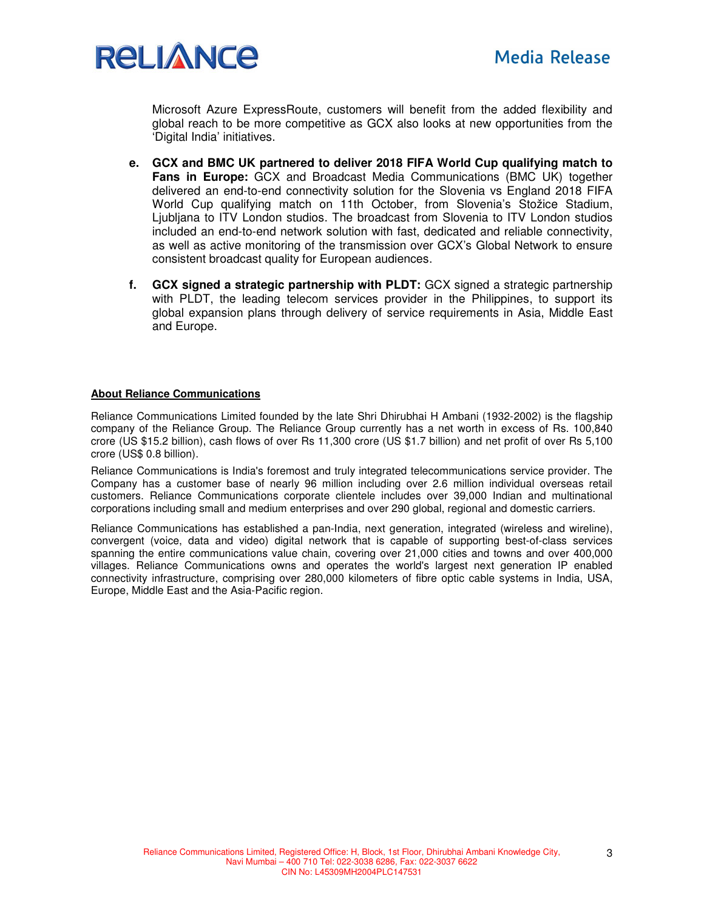Microsoft Azure ExpressRoute, customers will benefit from the added flexibility and global reach to be more competitive as GCX also looks at new opportunities from the 'Digital India' initiatives.

e. **GCX and BMC UK partnered to deliver 2018 FIFA World Cup qualifying match to Fans in Europe:** GCX and Broadcast Media Communications (BMC UK) together delivered an end-to-end connectivity solution for the Slovenia vs England 2018 FIFA World Cup qualifying match on 11th October, from Slovenia's Stožice Stadium, Ljubljana to ITV London studios. The broadcast from Slovenia to ITV London studios included an end-to-end network solution with fast, dedicated and reliable connectivity, as well as active monitoring of the transmission over GCX's Global Network to ensure consistent broadcast quality for European audiences.

f. **GCX signed a strategic partnership with PLDT:** GCX signed a strategic partnership with PLDT, the leading telecom services provider in the Philippines, to support its global expansion plans through delivery of service requirements in Asia, Middle East and Europe.

**About Reliance Communications**

Reliance Communications Limited founded by the late Shri Dhirubhai H Ambani (1932-2002) is the flagship company of the Reliance Group. The Reliance Group currently has a net worth in excess of Rs. 100,840 crore (US $15.2 billion), cash flows of over Rs 11,300 crore (US $1.7 billion) and net profit of over Rs 5,100 crore (US$ 0.8 billion).

Reliance Communications is India's foremost and truly integrated telecommunications service provider. The Company has a customer base of nearly 96 million including over 2.6 million individual overseas retail customers. Reliance Communications corporate clientele includes over 39,000 Indian and multinational corporations including small and medium enterprises and over 290 global, regional and domestic carriers.

Reliance Communications has established a pan-India, next generation, integrated (wireless and wireline), convergent (voice, data and video) digital network that is capable of supporting best-of-class services spanning the entire communications value chain, covering over 21,000 cities and towns and over 400,000 villages. Reliance Communications owns and operates the world's largest next generation IP enabled connectivity infrastructure, comprising over 280,000 kilometers of fibre optic cable systems in India, USA, Europe, Middle East and the Asia-Pacific region.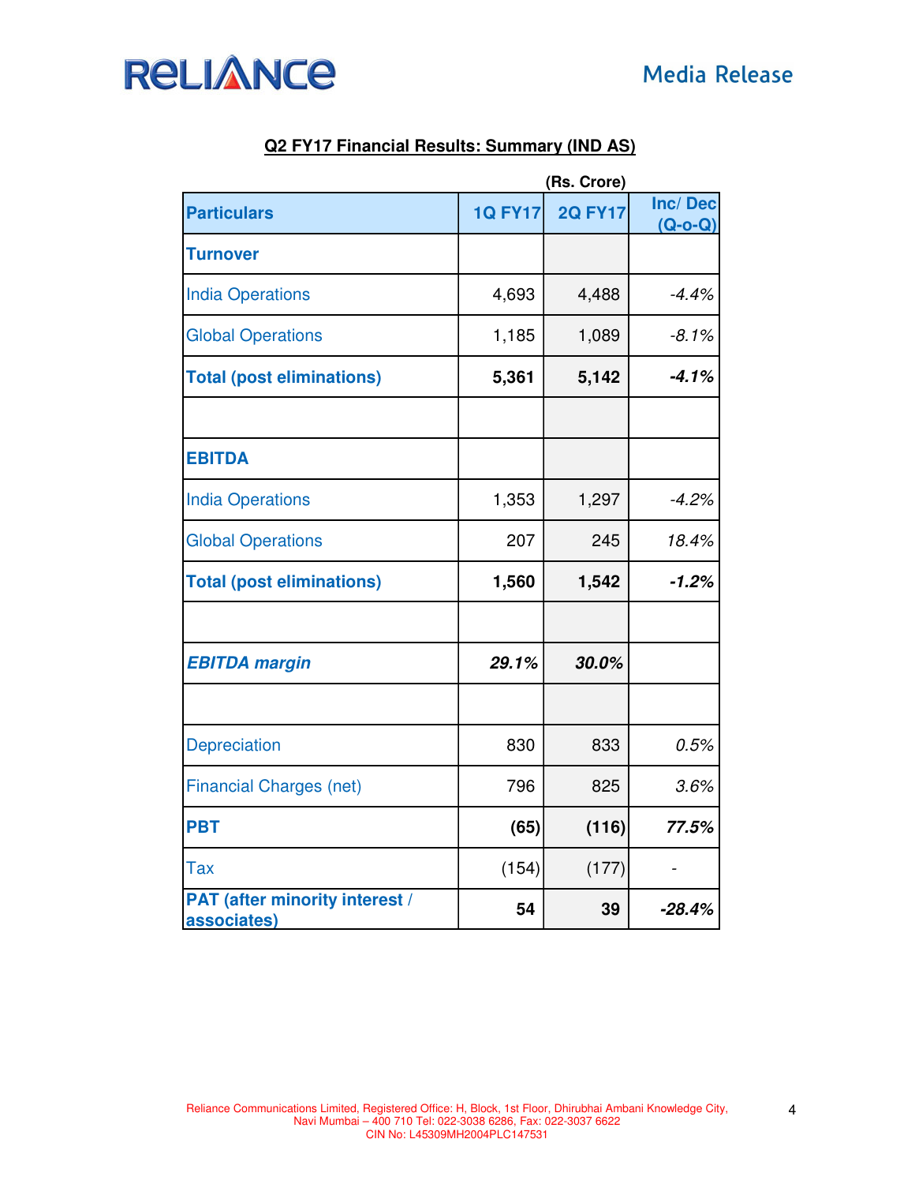**Q2 FY17 Financial Results: Summary (IND AS)**

(Rs. Crore)

| Particulars | 1Q FY17 | 2Q FY17 | Inc/ Dec (Q-o-Q) |
|---|---|---|---|
| **Turnover** | | | |
| India Operations | 4,693 | 4,488 | *-4.4%* |
| Global Operations | 1,185 | 1,089 | *-8.1%* |
| **Total (post eliminations)** | **5,361** | **5,142** | ***-4.1%*** |
| | | | |
| **EBITDA** | | | |
| India Operations | 1,353 | 1,297 | *-4.2%* |
| Global Operations | 207 | 245 | *18.4%* |
| **Total (post eliminations)** | **1,560** | **1,542** | ***-1.2%*** |
| | | | |
| ***EBITDA margin*** | ***29.1%*** | ***30.0%*** | |
| | | | |
| Depreciation | 830 | 833 | *0.5%* |
| Financial Charges (net) | 796 | 825 | *3.6%* |
| **PBT** | **(65)** | **(116)** | ***77.5%*** |
| Tax | (154) | (177) | - |
| **PAT (after minority interest / associates)** | **54** | **39** | ***-28.4%*** |